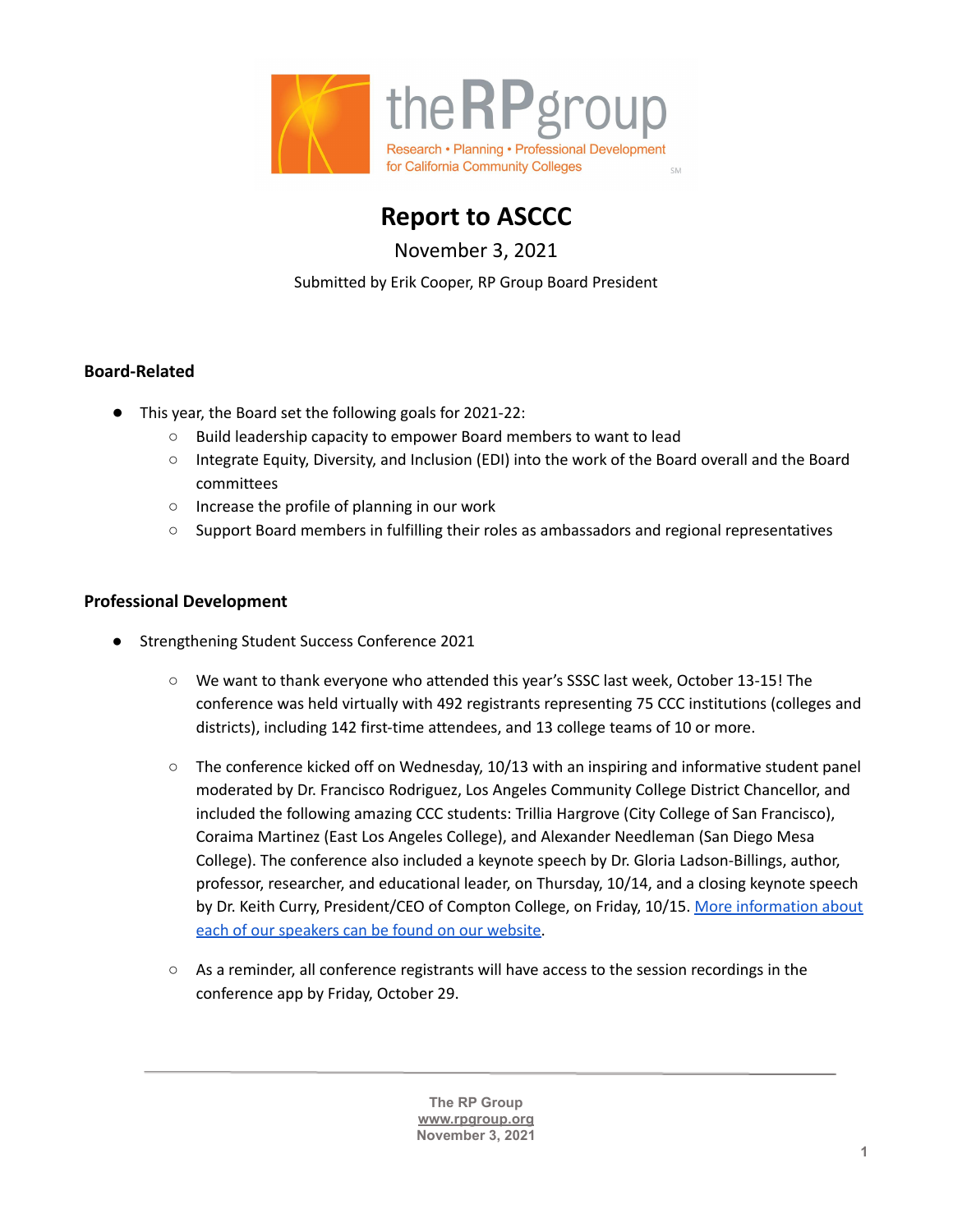# Report to ASCCC

November 3, 2021

Submitted by Erik Cooper, RP Group Board President

## Board-Related

- This year, the Board set the following goals for 2021-22:
  - Build leadership capacity to empower Board members to want to lead
  - Integrate Equity, Diversity, and Inclusion (EDI) into the work of the Board overall and the Board committees
  - Increase the profile of planning in our work
  - Support Board members in fulfilling their roles as ambassadors and regional representatives

## Professional Development

- Strengthening Student Success Conference 2021
  - We want to thank everyone who attended this year's SSSC last week, October 13-15! The conference was held virtually with 492 registrants representing 75 CCC institutions (colleges and districts), including 142 first-time attendees, and 13 college teams of 10 or more.
  - The conference kicked off on Wednesday, 10/13 with an inspiring and informative student panel moderated by Dr. Francisco Rodriguez, Los Angeles Community College District Chancellor, and included the following amazing CCC students: Trillia Hargrove (City College of San Francisco), Coraima Martinez (East Los Angeles College), and Alexander Needleman (San Diego Mesa College). The conference also included a keynote speech by Dr. Gloria Ladson-Billings, author, professor, researcher, and educational leader, on Thursday, 10/14, and a closing keynote speech by Dr. Keith Curry, President/CEO of Compton College, on Friday, 10/15. [More information about each of our speakers can be found on our website]().
  - As a reminder, all conference registrants will have access to the session recordings in the conference app by Friday, October 29.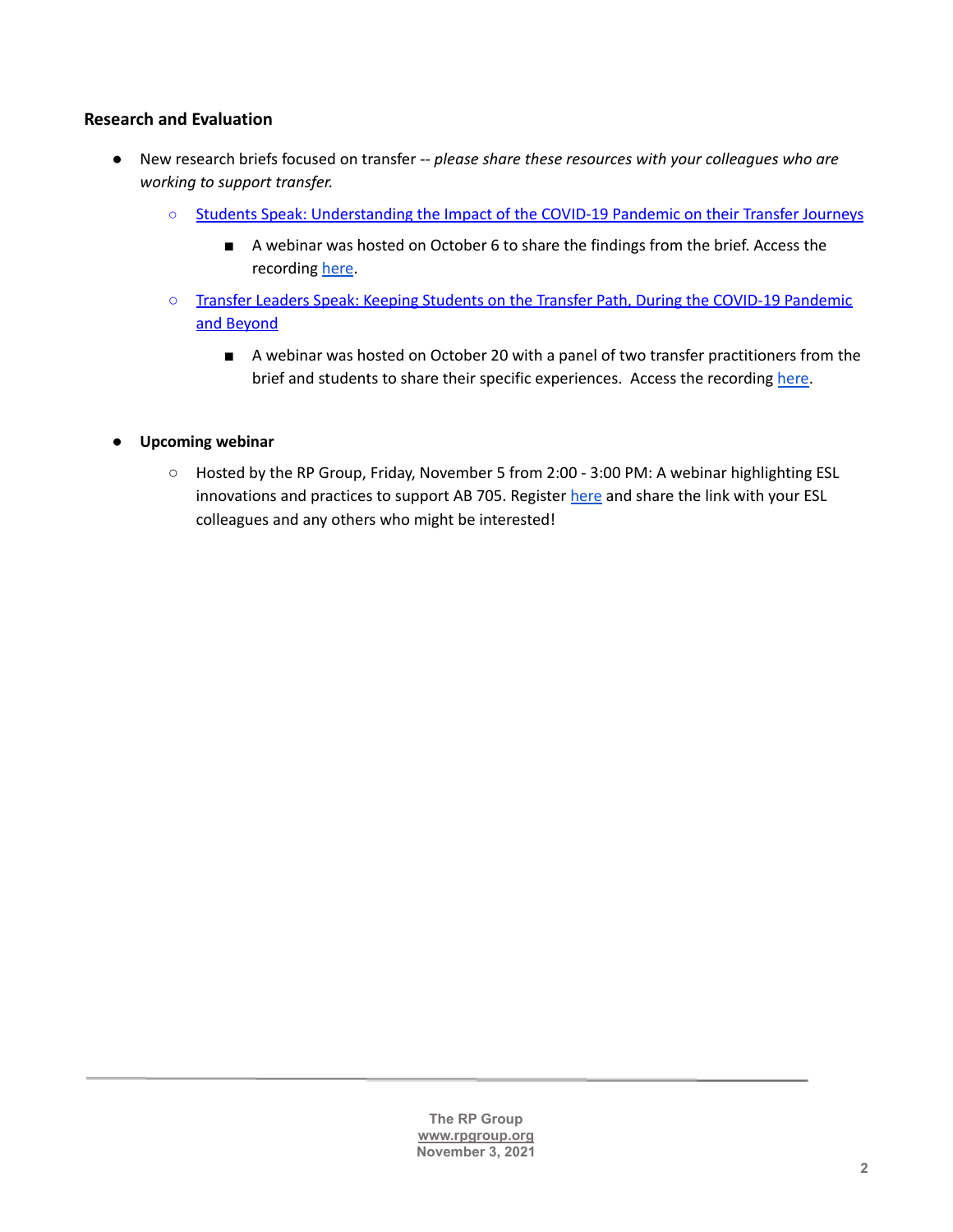### Research and Evaluation

- New research briefs focused on transfer -- *please share these resources with your colleagues who are working to support transfer.*
  - Students Speak: Understanding the Impact of the COVID-19 Pandemic on their Transfer Journeys
    - A webinar was hosted on October 6 to share the findings from the brief. Access the recording here.
  - Transfer Leaders Speak: Keeping Students on the Transfer Path, During the COVID-19 Pandemic and Beyond
    - A webinar was hosted on October 20 with a panel of two transfer practitioners from the brief and students to share their specific experiences. Access the recording here.

- **Upcoming webinar**
  - Hosted by the RP Group, Friday, November 5 from 2:00 - 3:00 PM: A webinar highlighting ESL innovations and practices to support AB 705. Register here and share the link with your ESL colleagues and any others who might be interested!